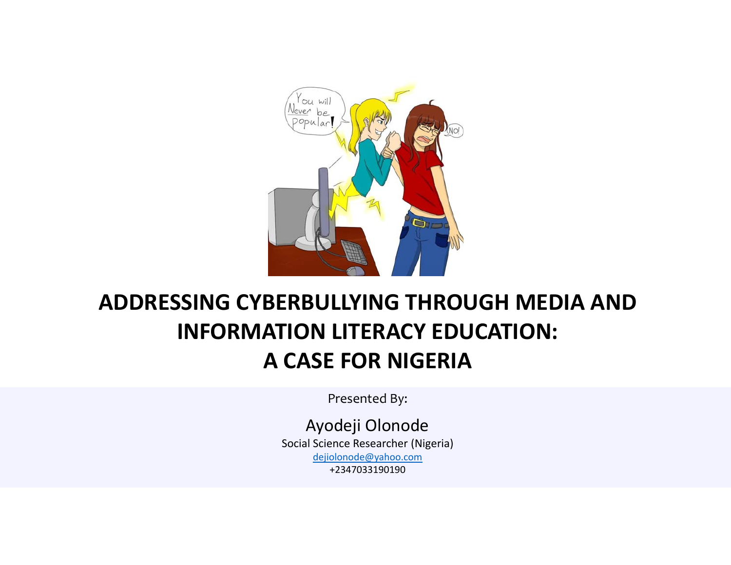# ADDRESSING CYBERBULLYING THROUGH MEDIA AND INFORMATION LITERACY EDUCATION: A CASE FOR NIGERIA

Presented By:

Ayodeji Olonode

Social Science Researcher (Nigeria)

dejiolonode@yahoo.com

+2347033190190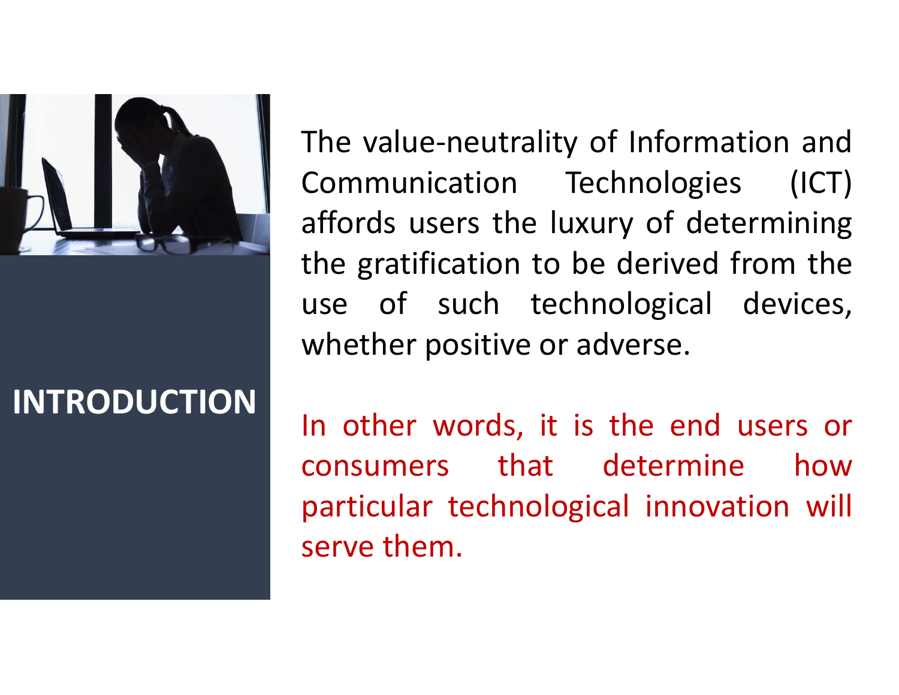## INTRODUCTION

The value-neutrality of Information and Communication Technologies (ICT) affords users the luxury of determining the gratification to be derived from the use of such technological devices, whether positive or adverse.

In other words, it is the end users or consumers that determine how particular technological innovation will serve them.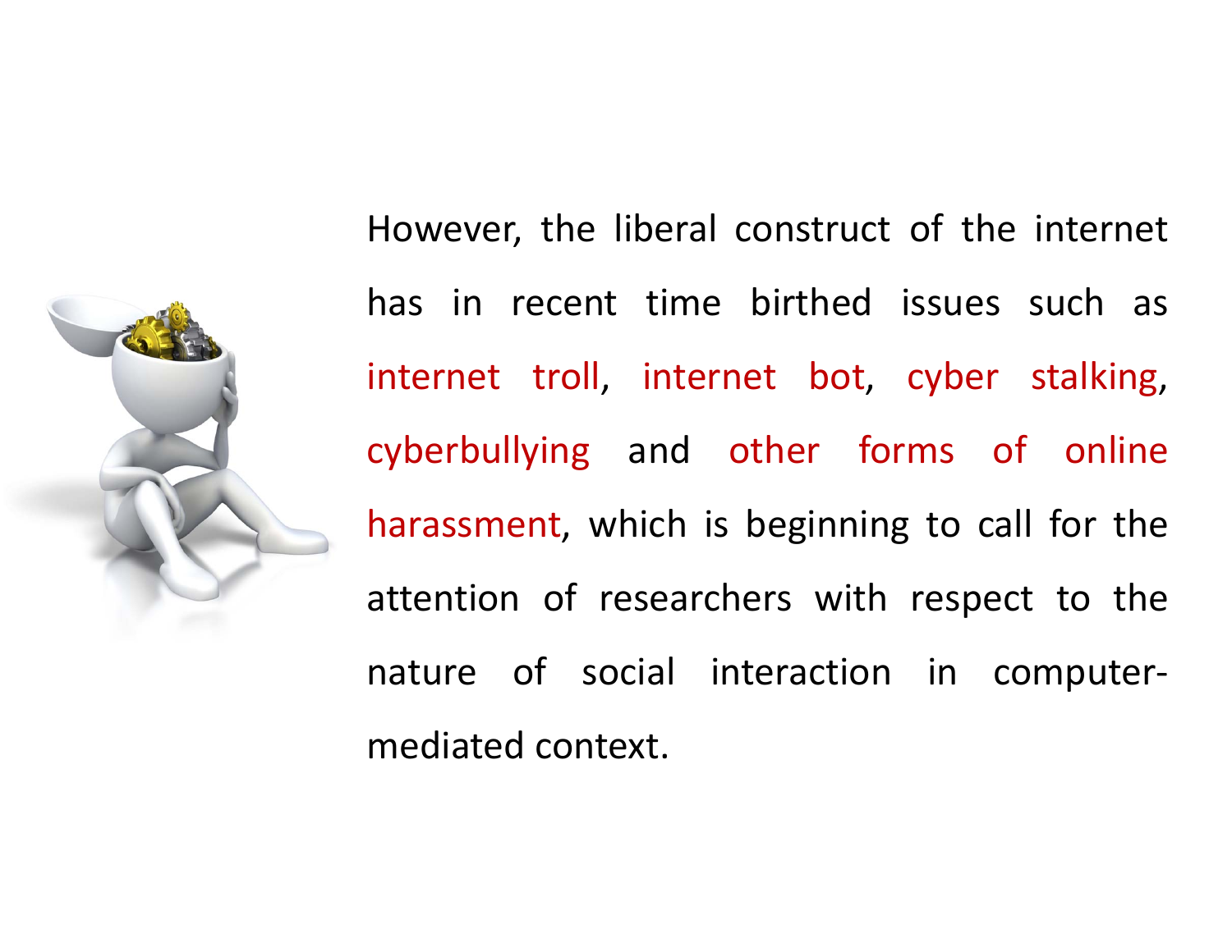However, the liberal construct of the internet has in recent time birthed issues such as internet troll, internet bot, cyber stalking, cyberbullying and other forms of online harassment, which is beginning to call for the attention of researchers with respect to the nature of social interaction in computer-mediated context.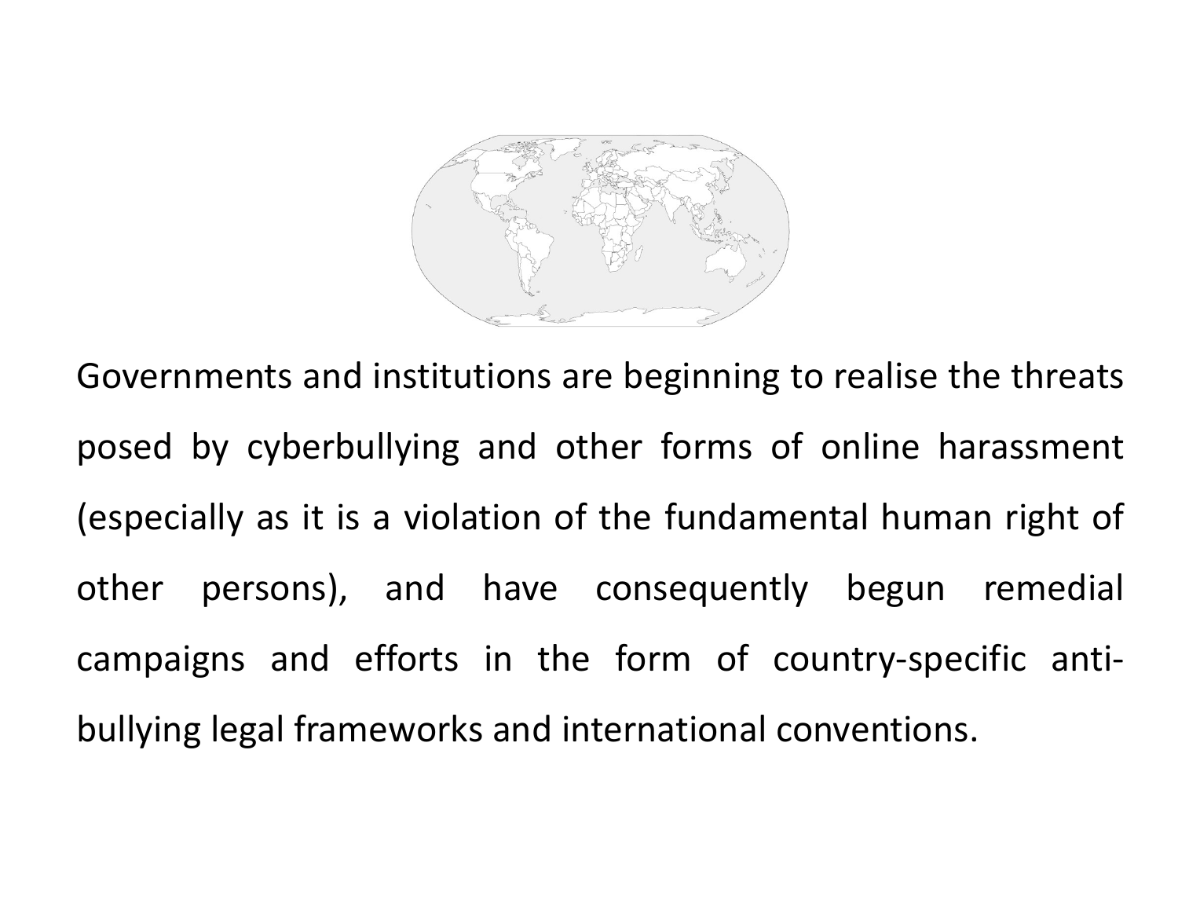Governments and institutions are beginning to realise the threats posed by cyberbullying and other forms of online harassment (especially as it is a violation of the fundamental human right of other persons), and have consequently begun remedial campaigns and efforts in the form of country-specific anti-bullying legal frameworks and international conventions.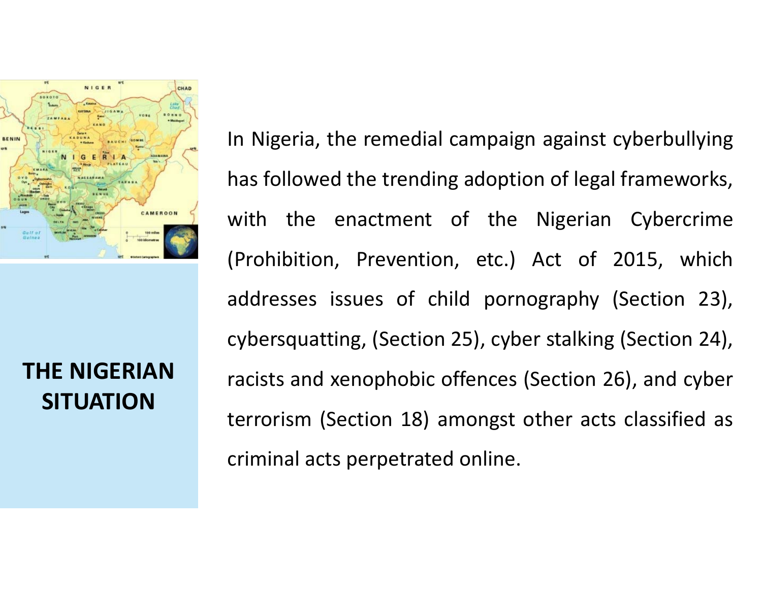## THE NIGERIAN SITUATION

In Nigeria, the remedial campaign against cyberbullying has followed the trending adoption of legal frameworks, with the enactment of the Nigerian Cybercrime (Prohibition, Prevention, etc.) Act of 2015, which addresses issues of child pornography (Section 23), cybersquatting, (Section 25), cyber stalking (Section 24), racists and xenophobic offences (Section 26), and cyber terrorism (Section 18) amongst other acts classified as criminal acts perpetrated online.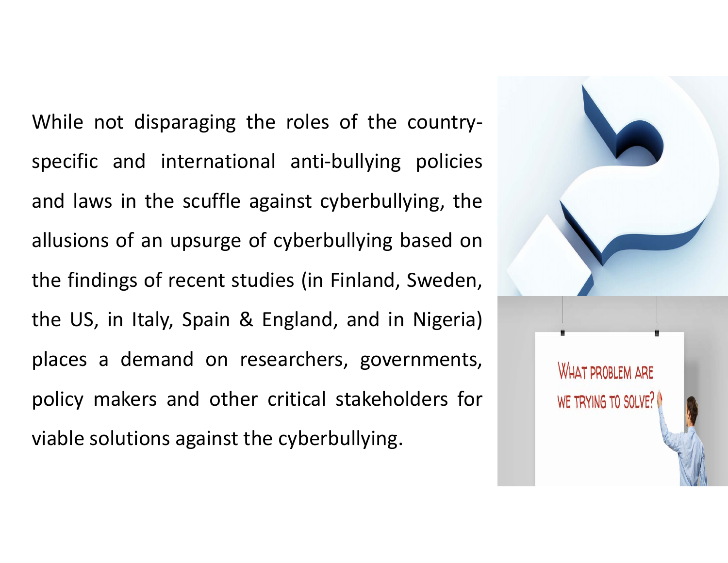While not disparaging the roles of the country-specific and international anti-bullying policies and laws in the scuffle against cyberbullying, the allusions of an upsurge of cyberbullying based on the findings of recent studies (in Finland, Sweden, the US, in Italy, Spain & England, and in Nigeria) places a demand on researchers, governments, policy makers and other critical stakeholders for viable solutions against the cyberbullying.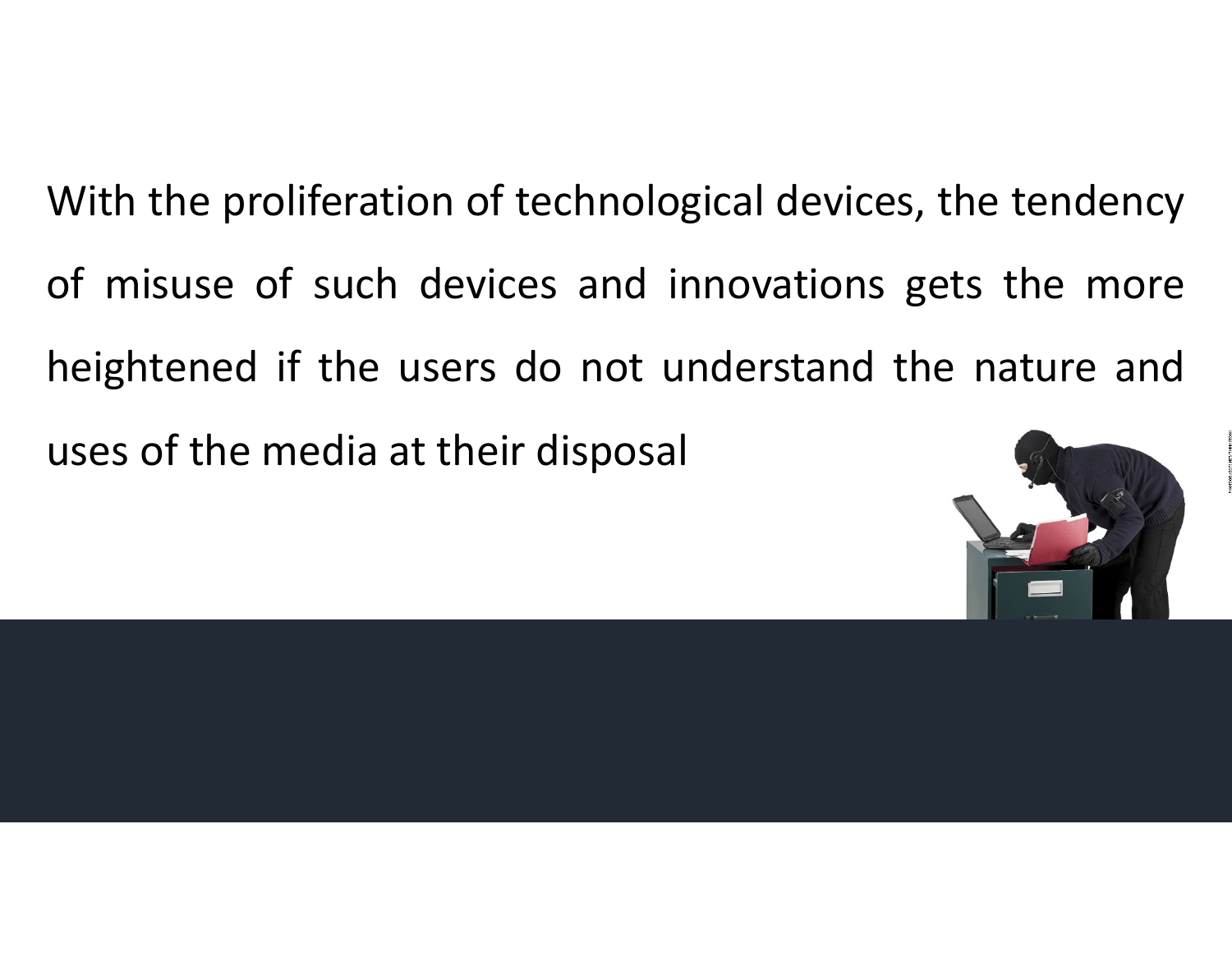With the proliferation of technological devices, the tendency of misuse of such devices and innovations gets the more heightened if the users do not understand the nature and uses of the media at their disposal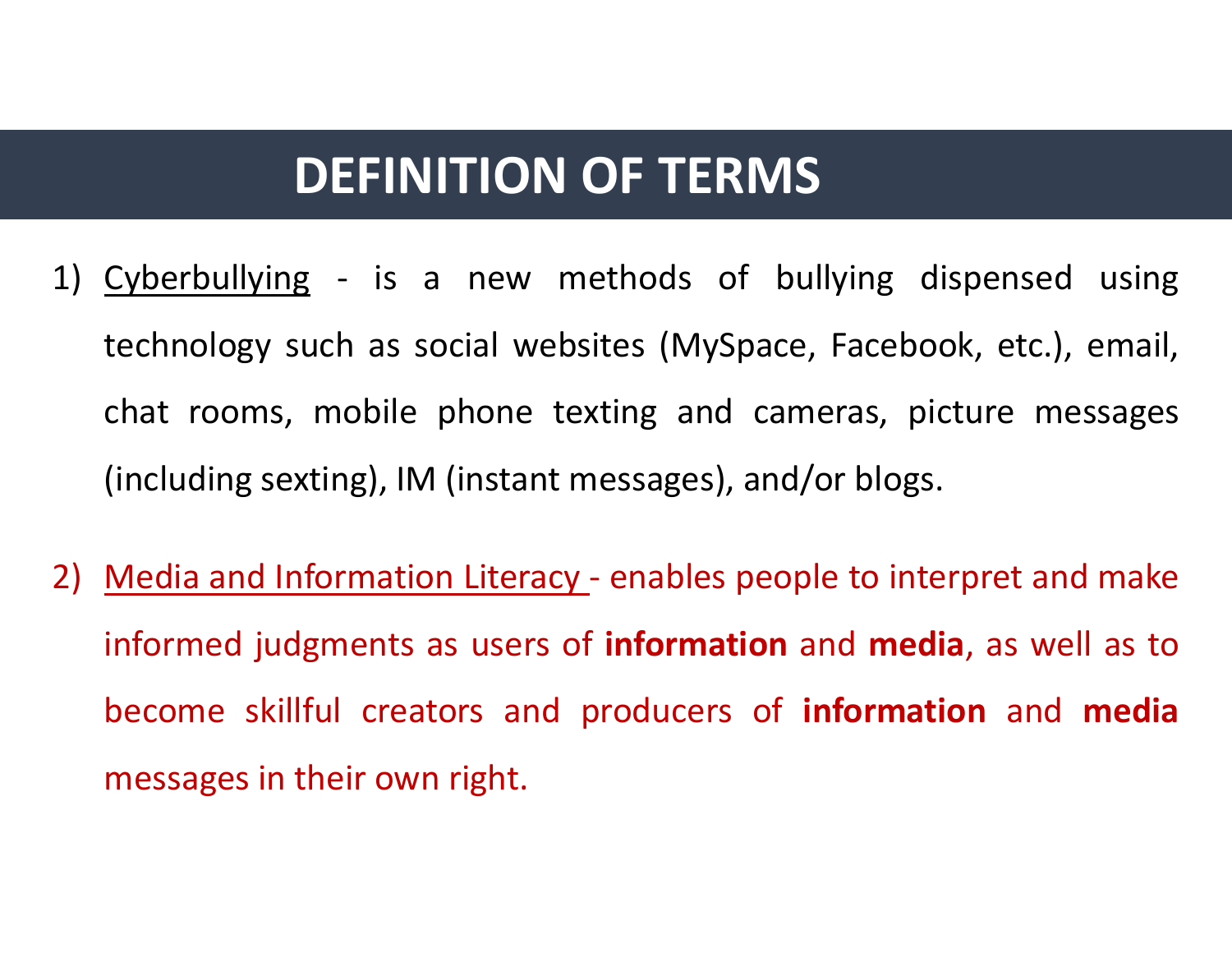# DEFINITION OF TERMS

1) Cyberbullying - is a new methods of bullying dispensed using technology such as social websites (MySpace, Facebook, etc.), email, chat rooms, mobile phone texting and cameras, picture messages (including sexting), IM (instant messages), and/or blogs.

2) Media and Information Literacy - enables people to interpret and make informed judgments as users of **information** and **media**, as well as to become skillful creators and producers of **information** and **media** messages in their own right.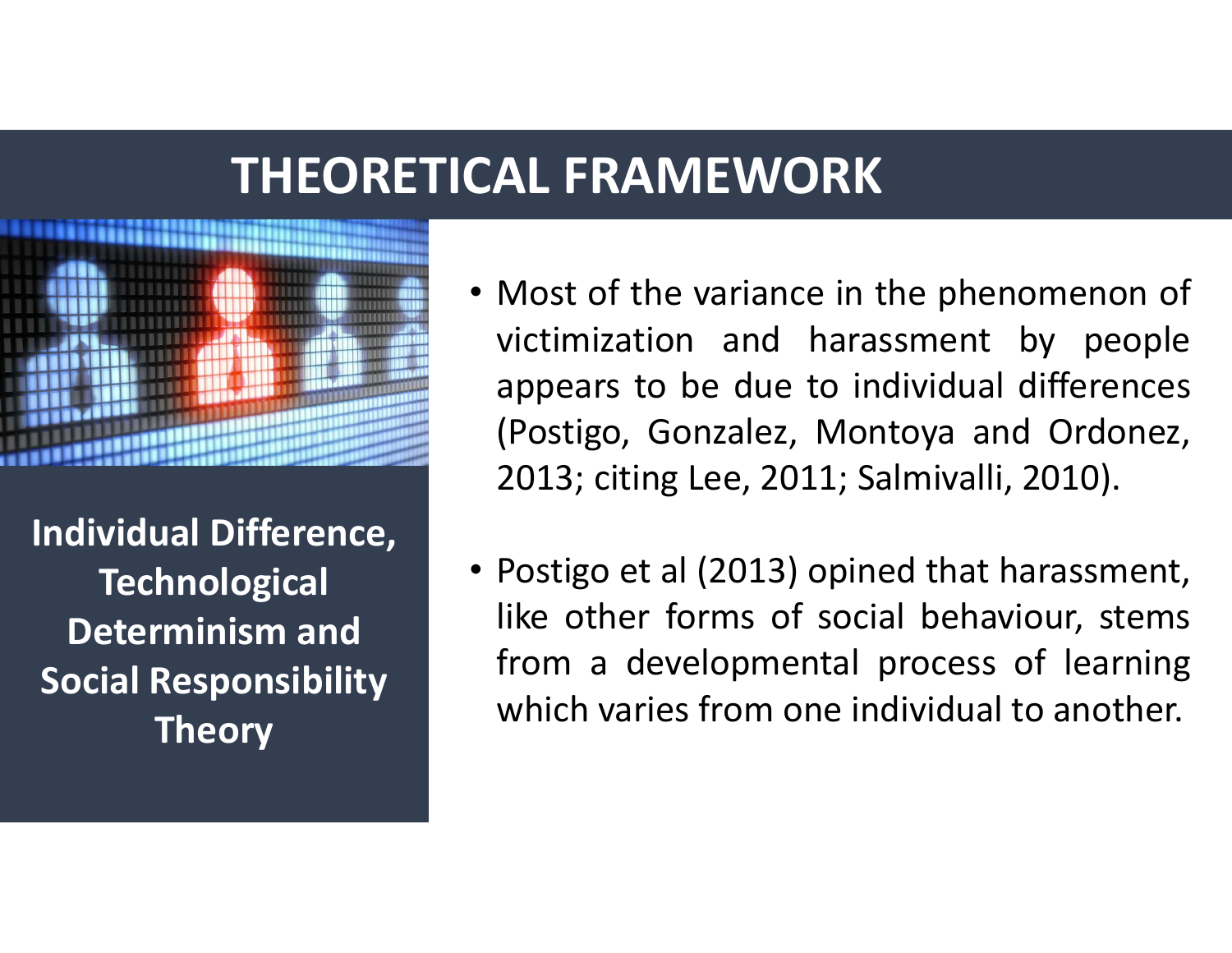# THEORETICAL FRAMEWORK

**Individual Difference, Technological Determinism and Social Responsibility Theory**

- Most of the variance in the phenomenon of victimization and harassment by people appears to be due to individual differences (Postigo, Gonzalez, Montoya and Ordonez, 2013; citing Lee, 2011; Salmivalli, 2010).
- Postigo et al (2013) opined that harassment, like other forms of social behaviour, stems from a developmental process of learning which varies from one individual to another.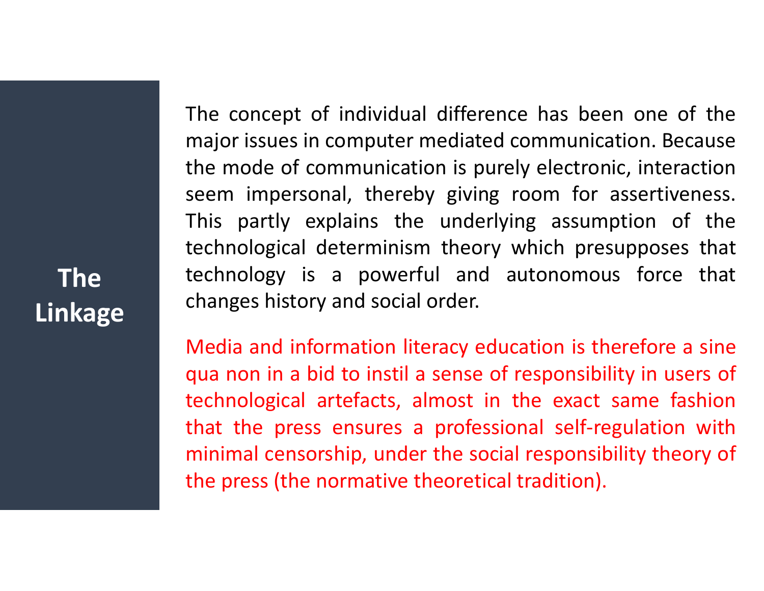## The Linkage

The concept of individual difference has been one of the major issues in computer mediated communication. Because the mode of communication is purely electronic, interaction seem impersonal, thereby giving room for assertiveness. This partly explains the underlying assumption of the technological determinism theory which presupposes that technology is a powerful and autonomous force that changes history and social order.

Media and information literacy education is therefore a sine qua non in a bid to instil a sense of responsibility in users of technological artefacts, almost in the exact same fashion that the press ensures a professional self-regulation with minimal censorship, under the social responsibility theory of the press (the normative theoretical tradition).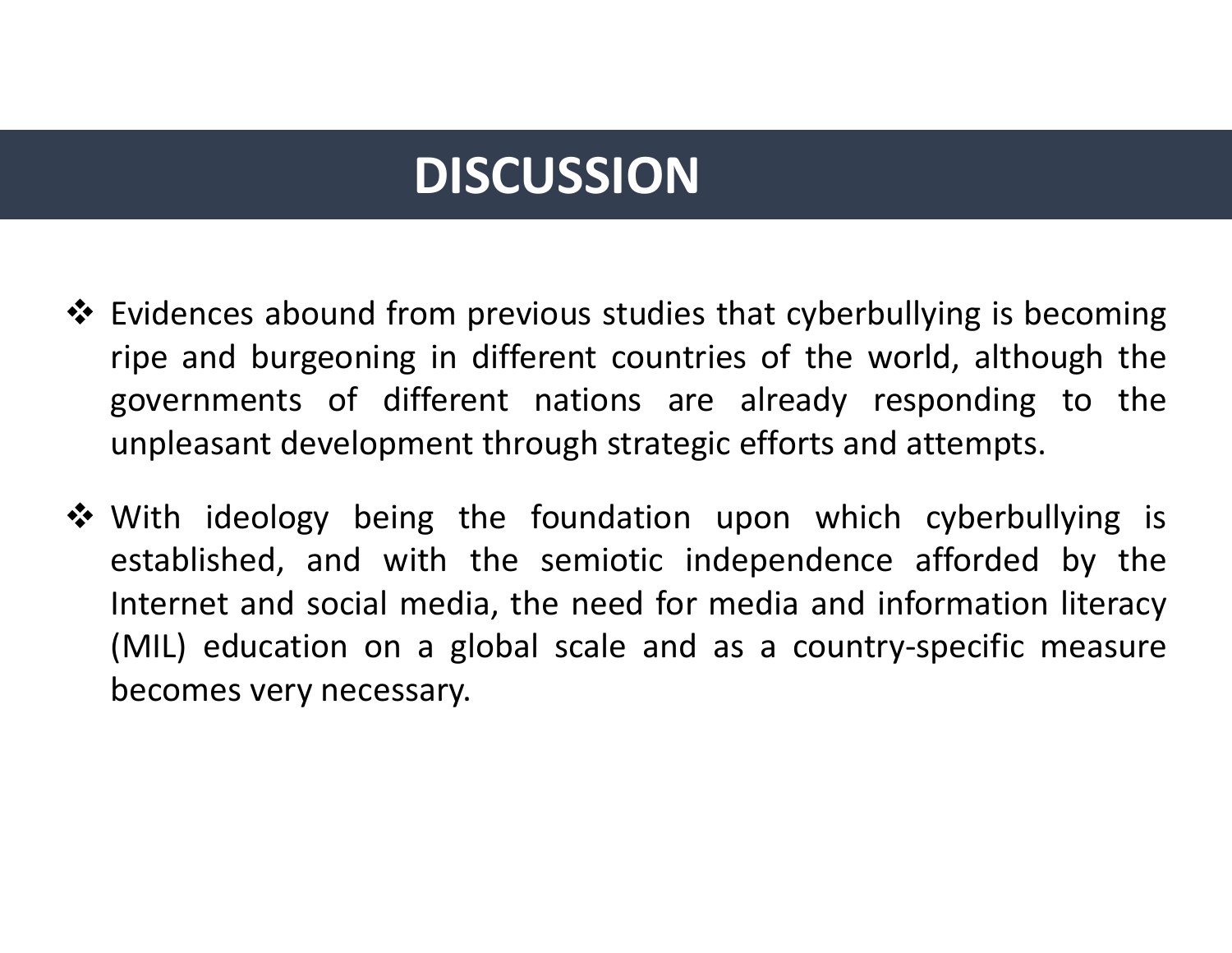# DISCUSSION

- Evidences abound from previous studies that cyberbullying is becoming ripe and burgeoning in different countries of the world, although the governments of different nations are already responding to the unpleasant development through strategic efforts and attempts.
- With ideology being the foundation upon which cyberbullying is established, and with the semiotic independence afforded by the Internet and social media, the need for media and information literacy (MIL) education on a global scale and as a country-specific measure becomes very necessary.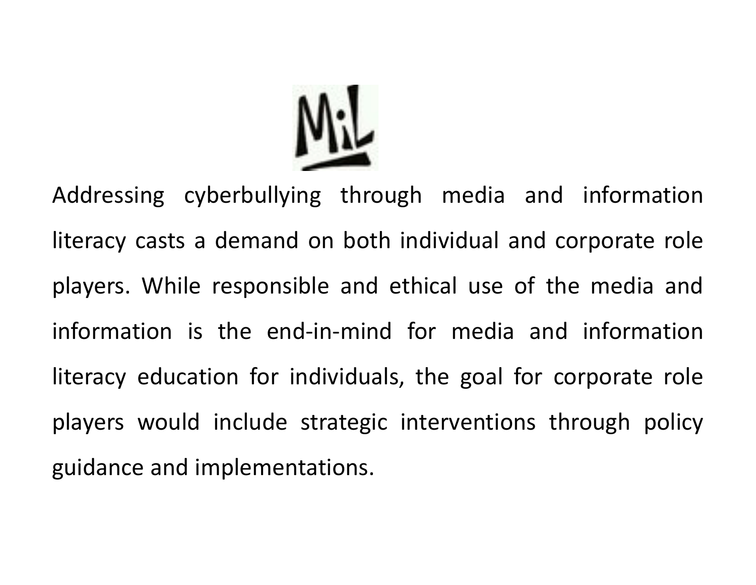Addressing cyberbullying through media and information literacy casts a demand on both individual and corporate role players. While responsible and ethical use of the media and information is the end-in-mind for media and information literacy education for individuals, the goal for corporate role players would include strategic interventions through policy guidance and implementations.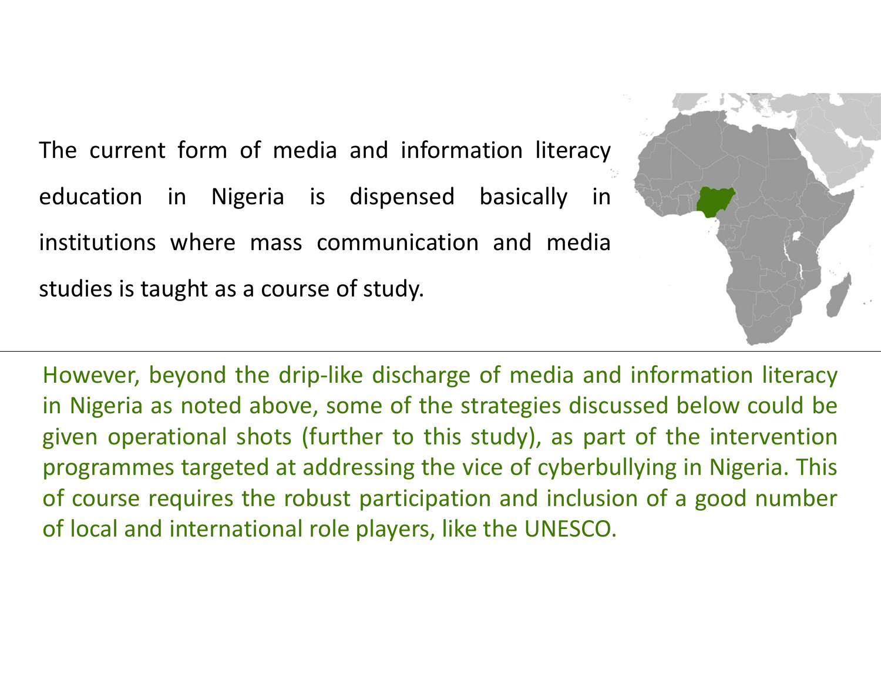The current form of media and information literacy education in Nigeria is dispensed basically in institutions where mass communication and media studies is taught as a course of study.

However, beyond the drip-like discharge of media and information literacy in Nigeria as noted above, some of the strategies discussed below could be given operational shots (further to this study), as part of the intervention programmes targeted at addressing the vice of cyberbullying in Nigeria. This of course requires the robust participation and inclusion of a good number of local and international role players, like the UNESCO.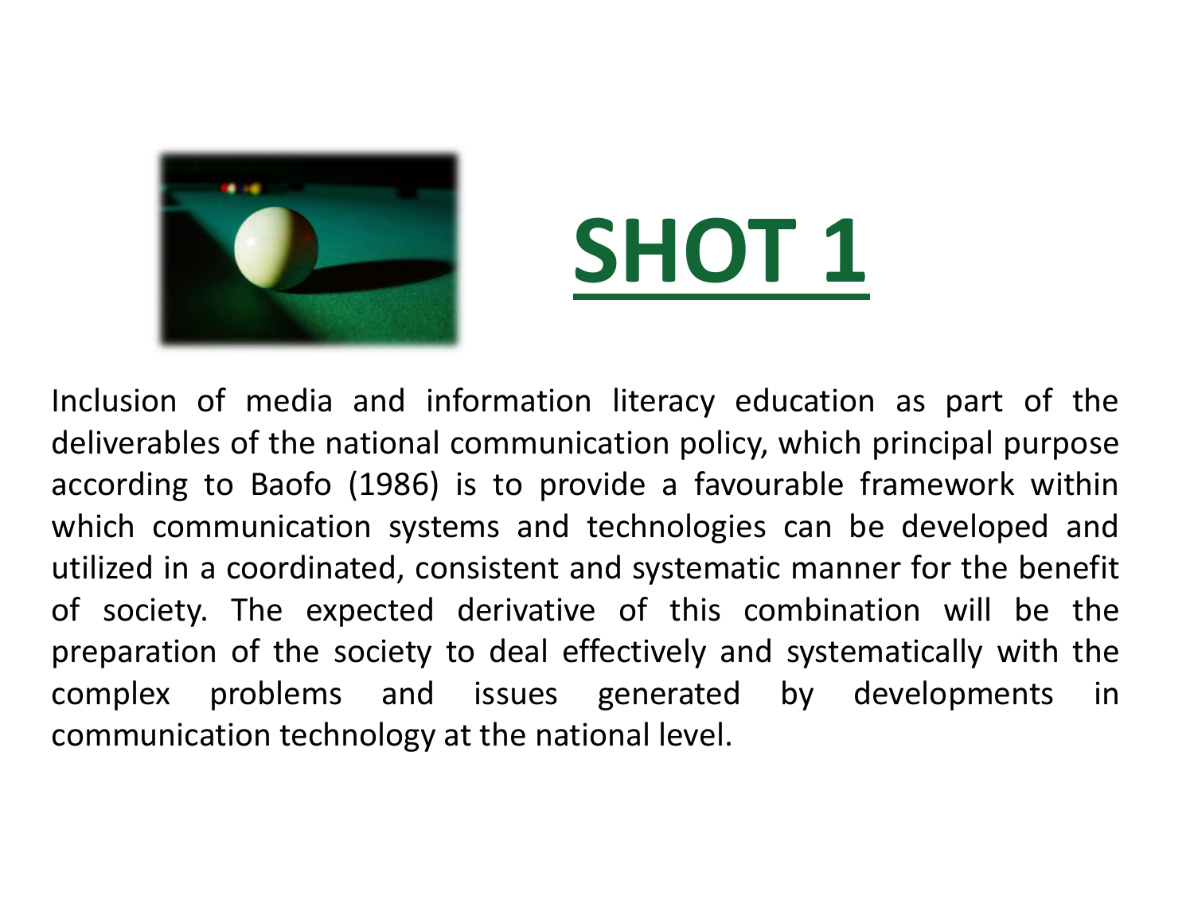# SHOT 1

Inclusion of media and information literacy education as part of the deliverables of the national communication policy, which principal purpose according to Baofo (1986) is to provide a favourable framework within which communication systems and technologies can be developed and utilized in a coordinated, consistent and systematic manner for the benefit of society. The expected derivative of this combination will be the preparation of the society to deal effectively and systematically with the complex problems and issues generated by developments in communication technology at the national level.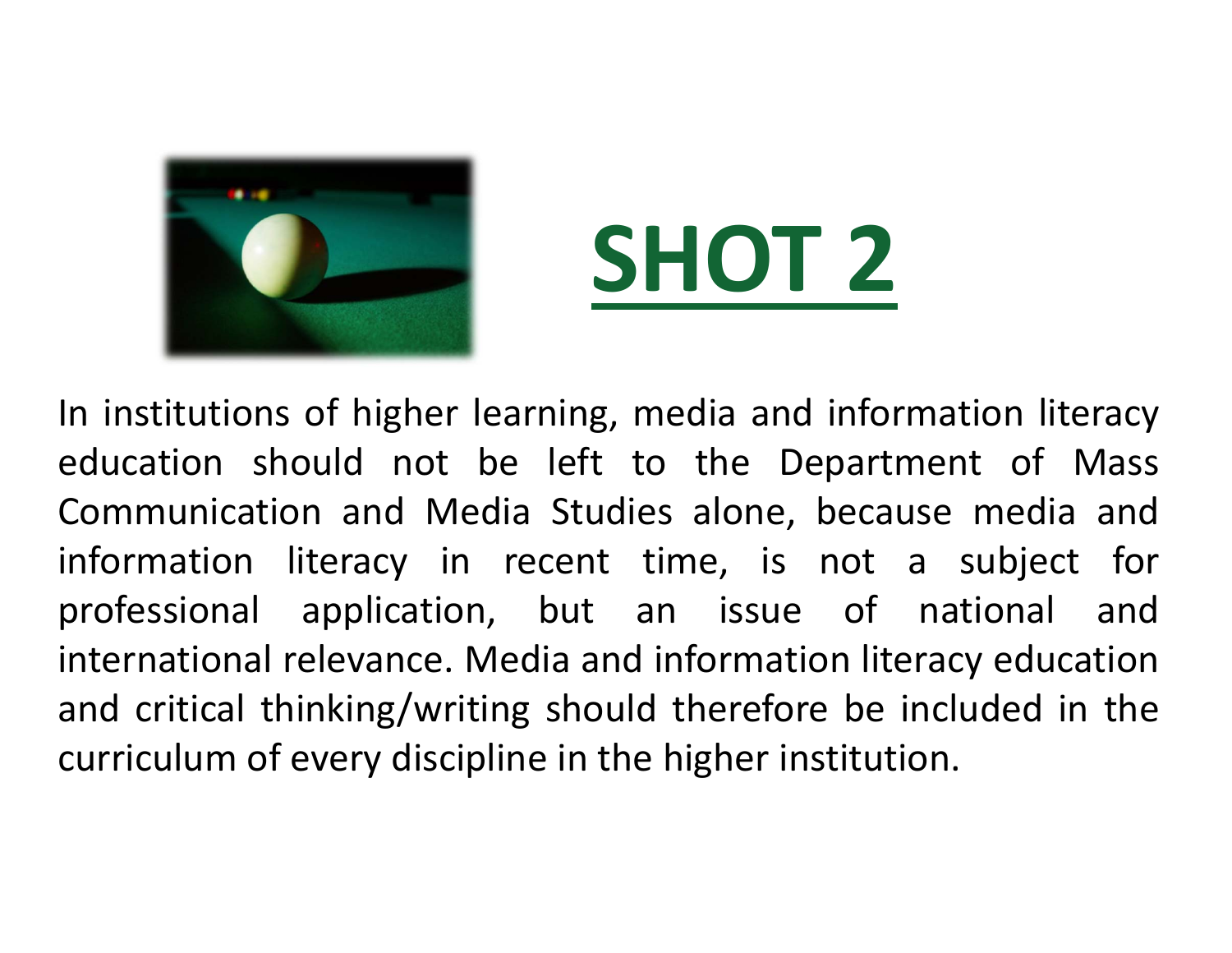# SHOT 2

In institutions of higher learning, media and information literacy education should not be left to the Department of Mass Communication and Media Studies alone, because media and information literacy in recent time, is not a subject for professional application, but an issue of national and international relevance. Media and information literacy education and critical thinking/writing should therefore be included in the curriculum of every discipline in the higher institution.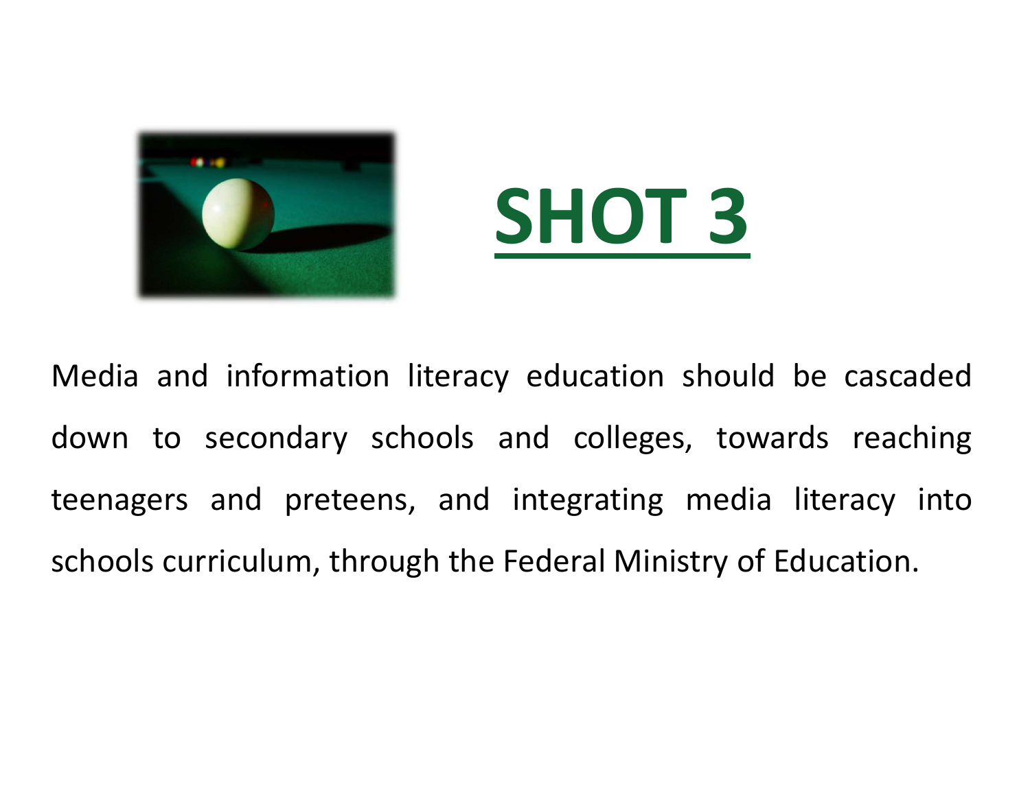# SHOT 3

Media and information literacy education should be cascaded down to secondary schools and colleges, towards reaching teenagers and preteens, and integrating media literacy into schools curriculum, through the Federal Ministry of Education.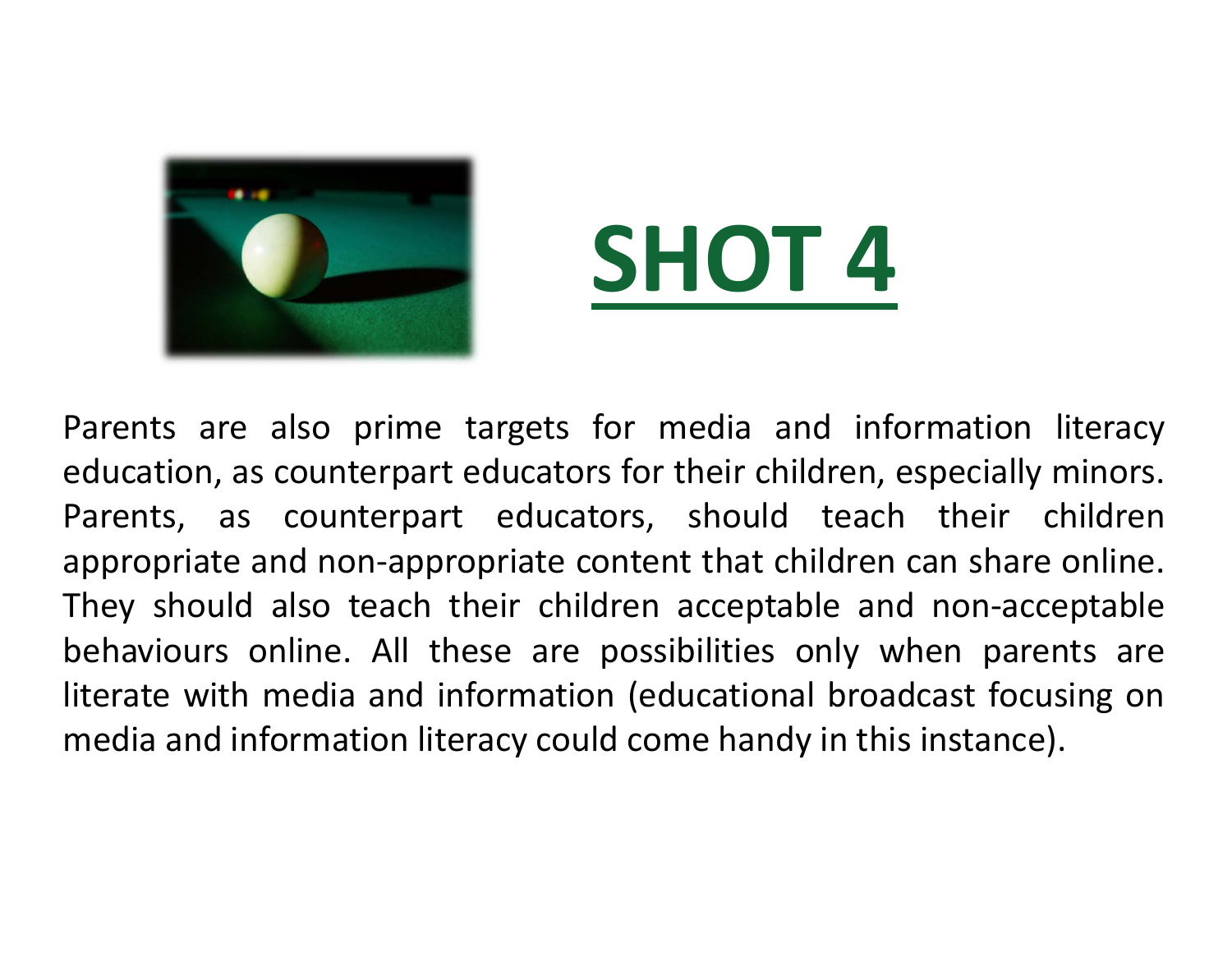# SHOT 4

Parents are also prime targets for media and information literacy education, as counterpart educators for their children, especially minors. Parents, as counterpart educators, should teach their children appropriate and non-appropriate content that children can share online. They should also teach their children acceptable and non-acceptable behaviours online. All these are possibilities only when parents are literate with media and information (educational broadcast focusing on media and information literacy could come handy in this instance).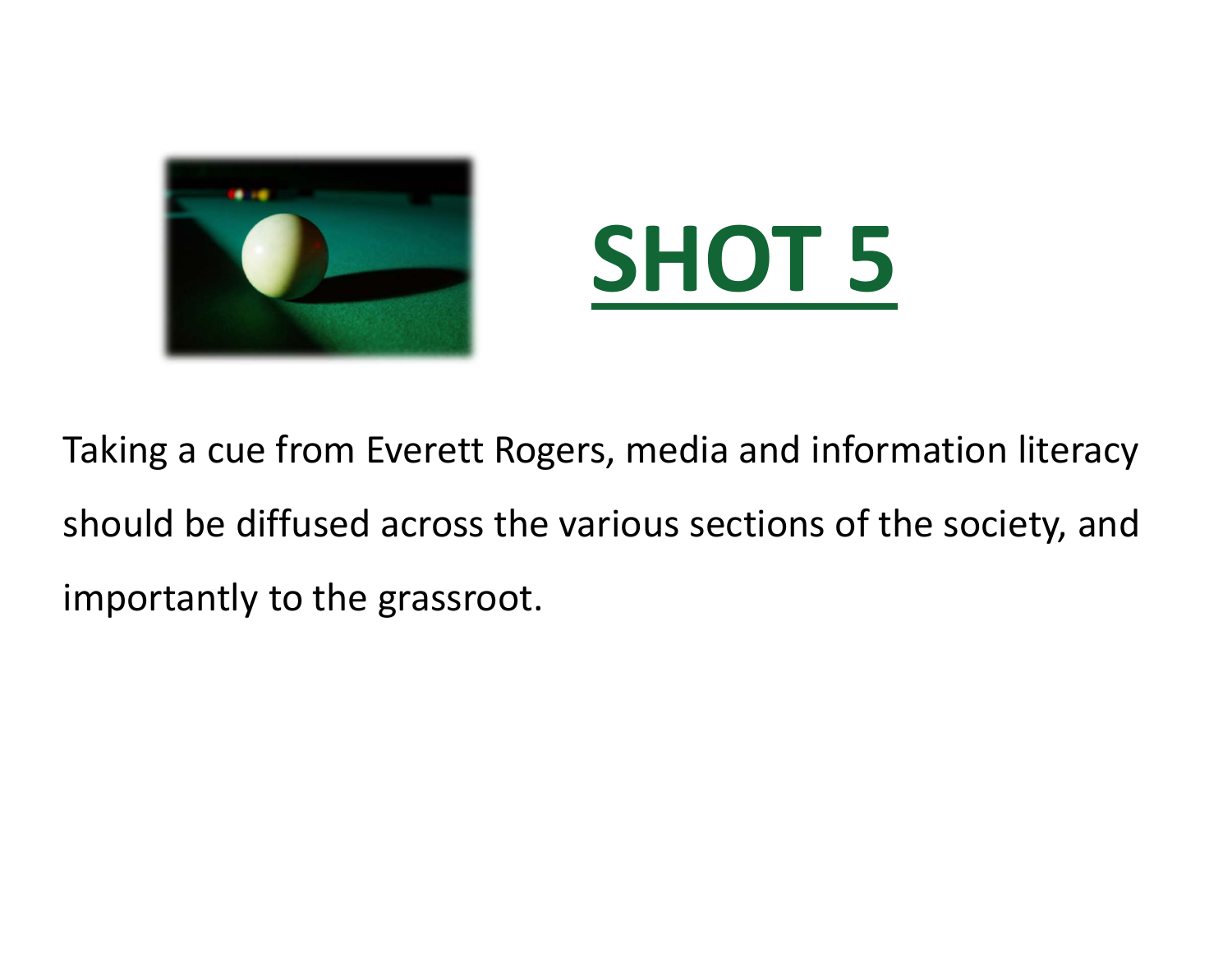# SHOT 5

Taking a cue from Everett Rogers, media and information literacy should be diffused across the various sections of the society, and importantly to the grassroot.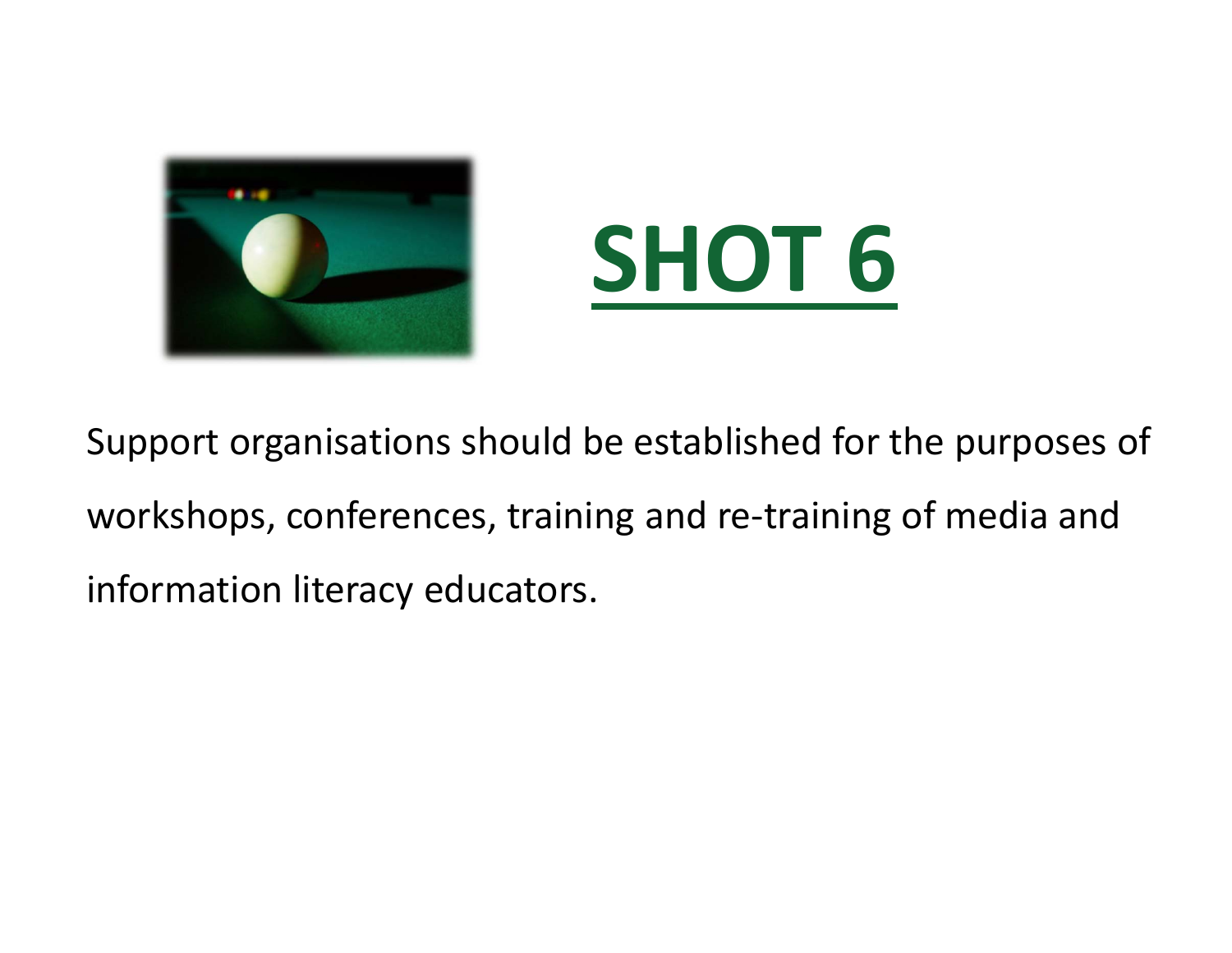# SHOT 6

Support organisations should be established for the purposes of workshops, conferences, training and re-training of media and information literacy educators.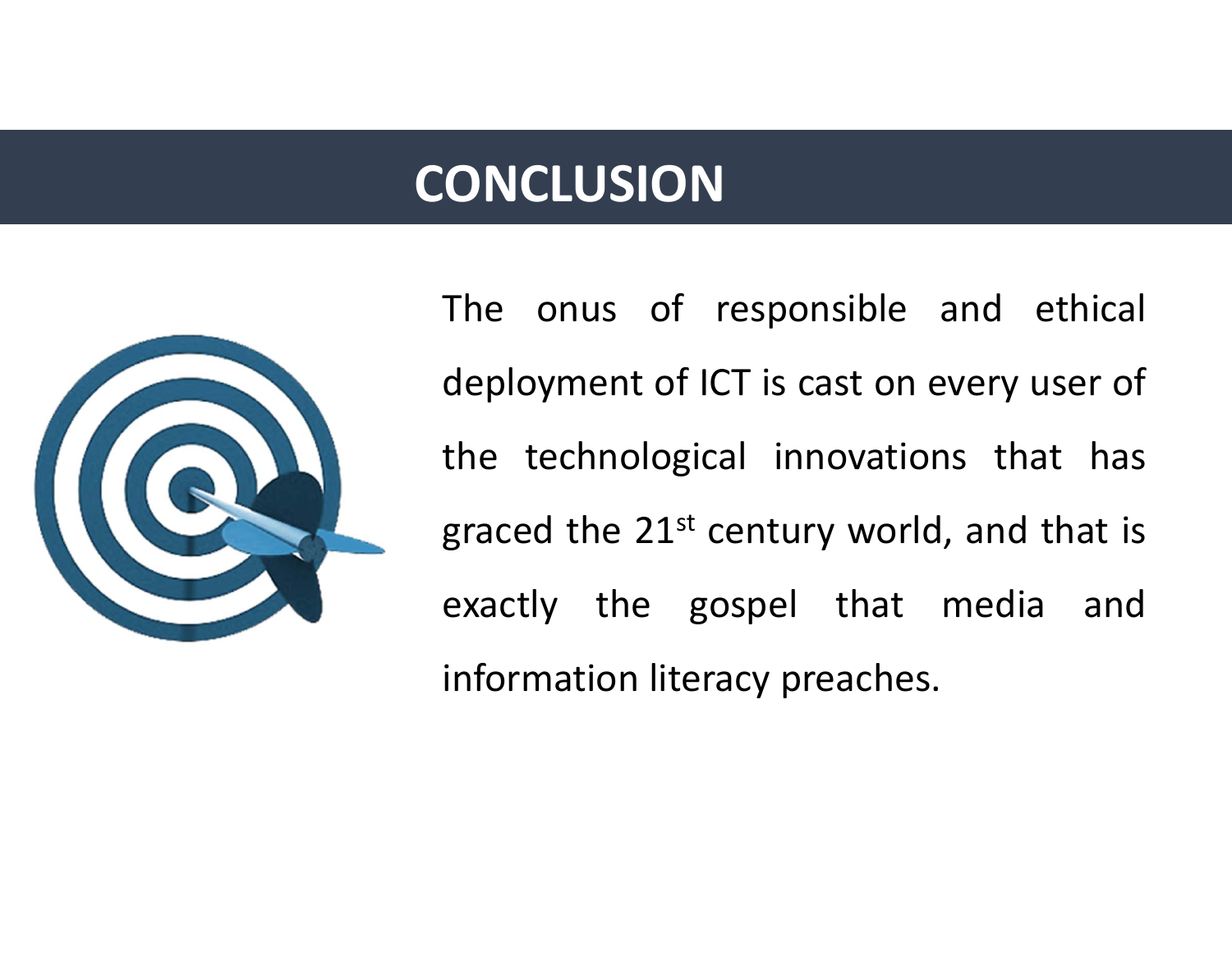# CONCLUSION

The onus of responsible and ethical deployment of ICT is cast on every user of the technological innovations that has graced the 21$^{st}$ century world, and that is exactly the gospel that media and information literacy preaches.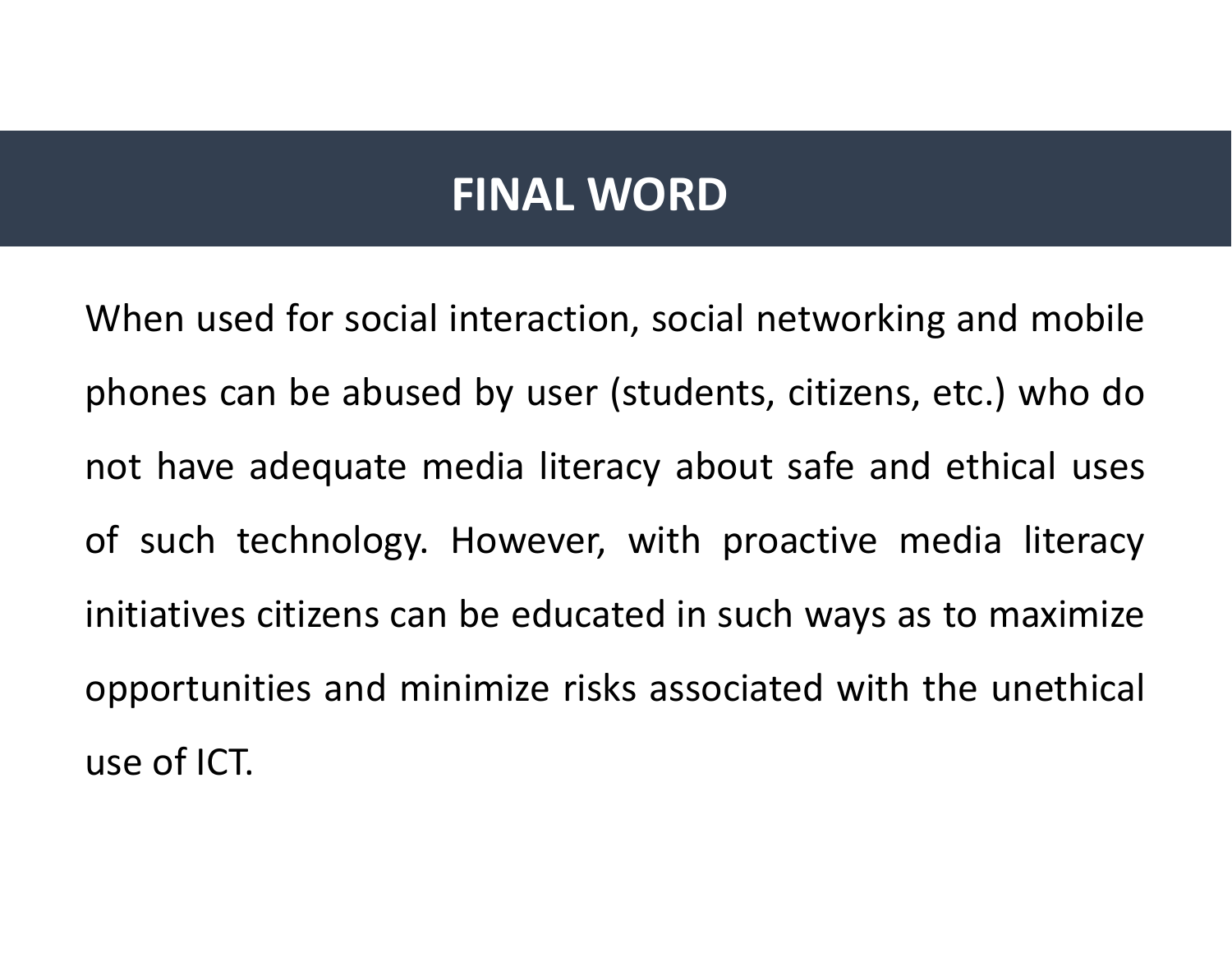# FINAL WORD

When used for social interaction, social networking and mobile phones can be abused by user (students, citizens, etc.) who do not have adequate media literacy about safe and ethical uses of such technology. However, with proactive media literacy initiatives citizens can be educated in such ways as to maximize opportunities and minimize risks associated with the unethical use of ICT.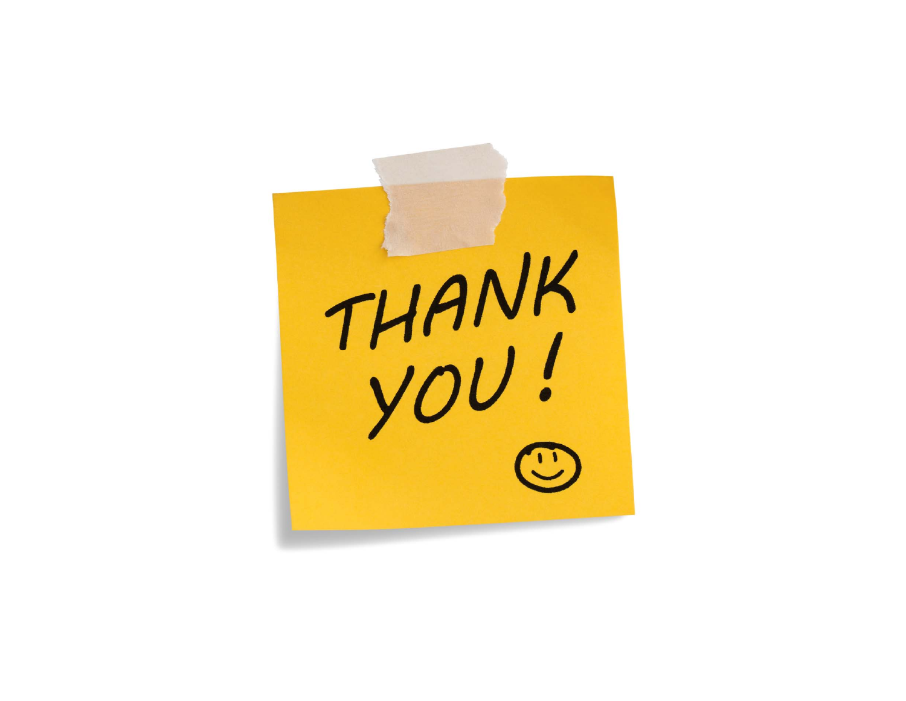THANK YOU!